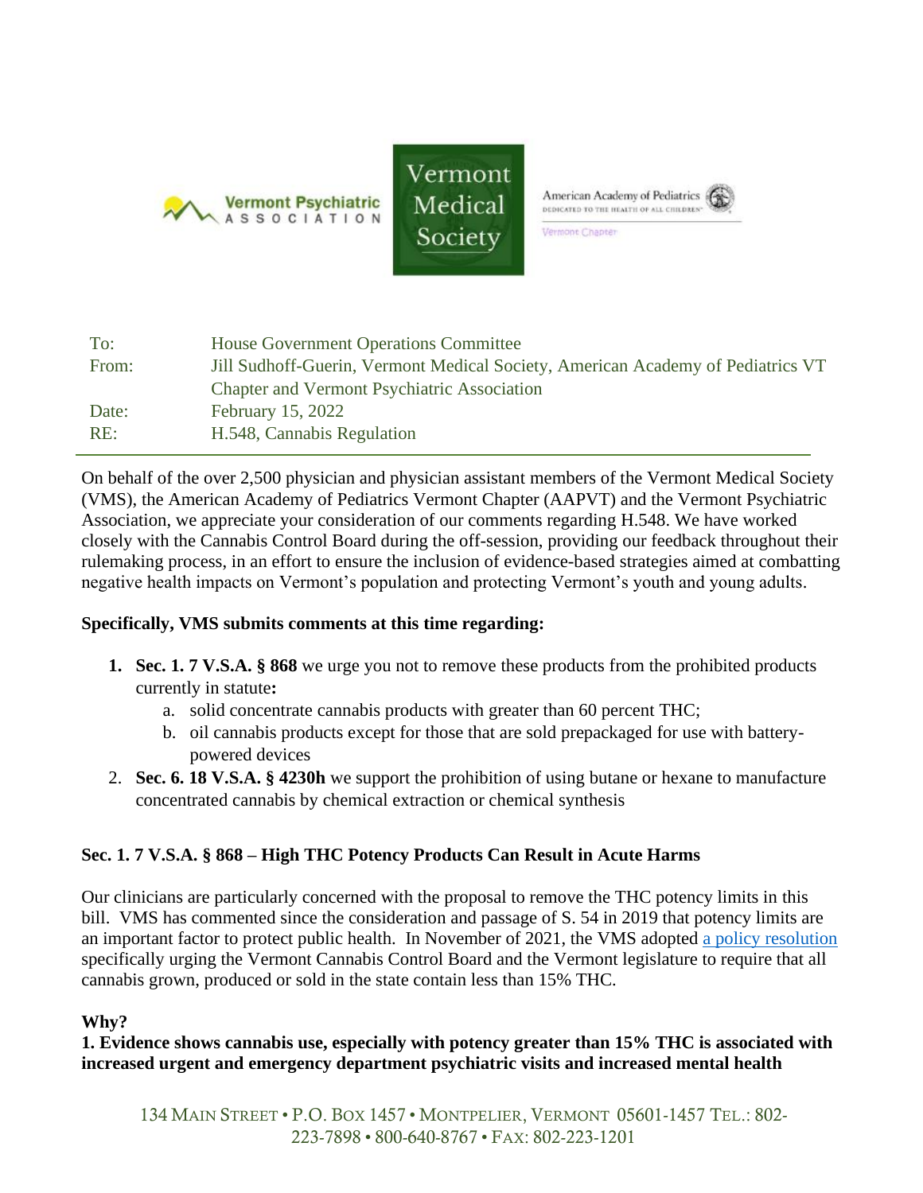Vermont Psychiatric Association

Vermont Medical Society

American Academy of Pediatrics — Dedicated to the Health of All Children — Vermont Chapter

| | |
|---|---|
| To: | House Government Operations Committee |
| From: | Jill Sudhoff-Guerin, Vermont Medical Society, American Academy of Pediatrics VT Chapter and Vermont Psychiatric Association |
| Date: | February 15, 2022 |
| RE: | H.548, Cannabis Regulation |

On behalf of the over 2,500 physician and physician assistant members of the Vermont Medical Society (VMS), the American Academy of Pediatrics Vermont Chapter (AAPVT) and the Vermont Psychiatric Association, we appreciate your consideration of our comments regarding H.548. We have worked closely with the Cannabis Control Board during the off-session, providing our feedback throughout their rulemaking process, in an effort to ensure the inclusion of evidence-based strategies aimed at combatting negative health impacts on Vermont's population and protecting Vermont's youth and young adults.

**Specifically, VMS submits comments at this time regarding:**

1. **Sec. 1. 7 V.S.A. § 868** we urge you not to remove these products from the prohibited products currently in statute**:**
   a. solid concentrate cannabis products with greater than 60 percent THC;
   b. oil cannabis products except for those that are sold prepackaged for use with battery-powered devices
2. **Sec. 6. 18 V.S.A. § 4230h** we support the prohibition of using butane or hexane to manufacture concentrated cannabis by chemical extraction or chemical synthesis

**Sec. 1. 7 V.S.A. § 868 – High THC Potency Products Can Result in Acute Harms**

Our clinicians are particularly concerned with the proposal to remove the THC potency limits in this bill. VMS has commented since the consideration and passage of S. 54 in 2019 that potency limits are an important factor to protect public health. In November of 2021, the VMS adopted a policy resolution specifically urging the Vermont Cannabis Control Board and the Vermont legislature to require that all cannabis grown, produced or sold in the state contain less than 15% THC.

**Why?**
**1. Evidence shows cannabis use, especially with potency greater than 15% THC is associated with increased urgent and emergency department psychiatric visits and increased mental health**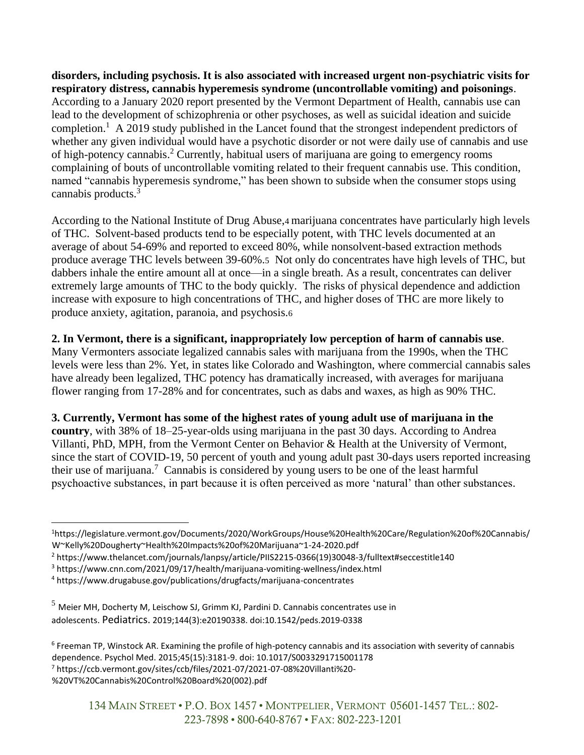**disorders, including psychosis. It is also associated with increased urgent non-psychiatric visits for respiratory distress, cannabis hyperemesis syndrome (uncontrollable vomiting) and poisonings**. According to a January 2020 report presented by the Vermont Department of Health, cannabis use can lead to the development of schizophrenia or other psychoses, as well as suicidal ideation and suicide completion.[1] A 2019 study published in the Lancet found that the strongest independent predictors of whether any given individual would have a psychotic disorder or not were daily use of cannabis and use of high-potency cannabis.[2] Currently, habitual users of marijuana are going to emergency rooms complaining of bouts of uncontrollable vomiting related to their frequent cannabis use. This condition, named "cannabis hyperemesis syndrome," has been shown to subside when the consumer stops using cannabis products.[3]

According to the National Institute of Drug Abuse,[4] marijuana concentrates have particularly high levels of THC. Solvent-based products tend to be especially potent, with THC levels documented at an average of about 54-69% and reported to exceed 80%, while nonsolvent-based extraction methods produce average THC levels between 39-60%.[5] Not only do concentrates have high levels of THC, but dabbers inhale the entire amount all at once—in a single breath. As a result, concentrates can deliver extremely large amounts of THC to the body quickly. The risks of physical dependence and addiction increase with exposure to high concentrations of THC, and higher doses of THC are more likely to produce anxiety, agitation, paranoia, and psychosis.[6]

**2. In Vermont, there is a significant, inappropriately low perception of harm of cannabis use**. Many Vermonters associate legalized cannabis sales with marijuana from the 1990s, when the THC levels were less than 2%. Yet, in states like Colorado and Washington, where commercial cannabis sales have already been legalized, THC potency has dramatically increased, with averages for marijuana flower ranging from 17-28% and for concentrates, such as dabs and waxes, as high as 90% THC.

**3. Currently, Vermont has some of the highest rates of young adult use of marijuana in the country**, with 38% of 18–25-year-olds using marijuana in the past 30 days. According to Andrea Villanti, PhD, MPH, from the Vermont Center on Behavior & Health at the University of Vermont, since the start of COVID-19, 50 percent of youth and young adult past 30-days users reported increasing their use of marijuana.[7] Cannabis is considered by young users to be one of the least harmful psychoactive substances, in part because it is often perceived as more 'natural' than other substances.

---

[1] https://legislature.vermont.gov/Documents/2020/WorkGroups/House%20Health%20Care/Regulation%20of%20Cannabis/W~Kelly%20Dougherty~Health%20Impacts%20of%20Marijuana~1-24-2020.pdf

[2] https://www.thelancet.com/journals/lanpsy/article/PIIS2215-0366(19)30048-3/fulltext#seccestitle140

[3] https://www.cnn.com/2021/09/17/health/marijuana-vomiting-wellness/index.html

[4] https://www.drugabuse.gov/publications/drugfacts/marijuana-concentrates

[5] Meier MH, Docherty M, Leischow SJ, Grimm KJ, Pardini D. Cannabis concentrates use in adolescents. Pediatrics. 2019;144(3):e20190338. doi:10.1542/peds.2019-0338

[6] Freeman TP, Winstock AR. Examining the profile of high-potency cannabis and its association with severity of cannabis dependence. Psychol Med. 2015;45(15):3181-9. doi: 10.1017/S0033291715001178

[7] https://ccb.vermont.gov/sites/ccb/files/2021-07/2021-07-08%20Villanti%20-%20VT%20Cannabis%20Control%20Board%20(002).pdf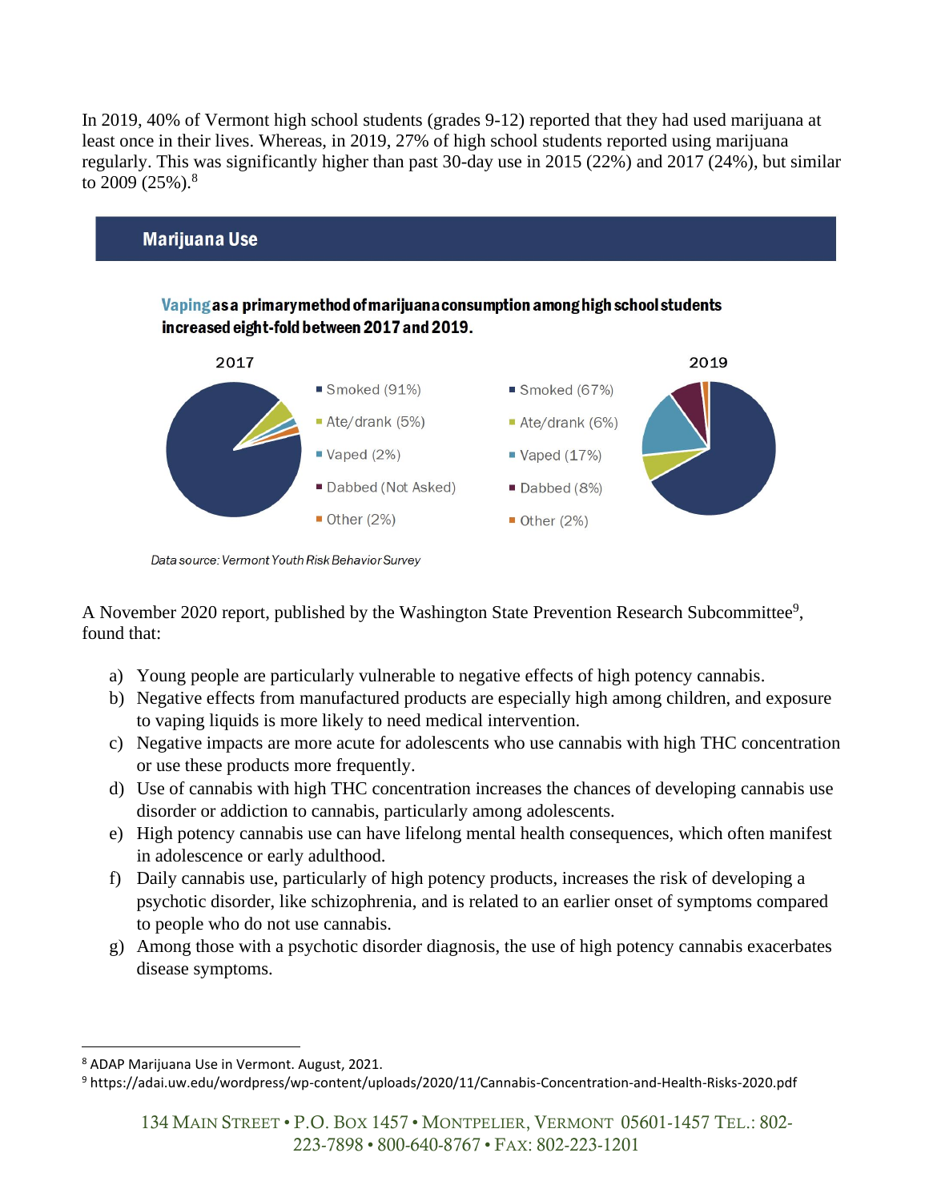In 2019, 40% of Vermont high school students (grades 9-12) reported that they had used marijuana at least once in their lives. Whereas, in 2019, 27% of high school students reported using marijuana regularly. This was significantly higher than past 30-day use in 2015 (22%) and 2017 (24%), but similar to 2009 (25%).[8]

## Marijuana Use

**Vaping as a primary method of marijuana consumption among high school students increased eight-fold between 2017 and 2019.**

| Method | 2017 | 2019 |
|---|---|---|
| Smoked | 91% | 67% |
| Ate/drank | 5% | 6% |
| Vaped | 2% | 17% |
| Dabbed | Not Asked | 8% |
| Other | 2% | 2% |

*Data source: Vermont Youth Risk Behavior Survey*

A November 2020 report, published by the Washington State Prevention Research Subcommittee[9], found that:

a) Young people are particularly vulnerable to negative effects of high potency cannabis.
b) Negative effects from manufactured products are especially high among children, and exposure to vaping liquids is more likely to need medical intervention.
c) Negative impacts are more acute for adolescents who use cannabis with high THC concentration or use these products more frequently.
d) Use of cannabis with high THC concentration increases the chances of developing cannabis use disorder or addiction to cannabis, particularly among adolescents.
e) High potency cannabis use can have lifelong mental health consequences, which often manifest in adolescence or early adulthood.
f) Daily cannabis use, particularly of high potency products, increases the risk of developing a psychotic disorder, like schizophrenia, and is related to an earlier onset of symptoms compared to people who do not use cannabis.
g) Among those with a psychotic disorder diagnosis, the use of high potency cannabis exacerbates disease symptoms.

---

[8] ADAP Marijuana Use in Vermont. August, 2021.

[9] https://adai.uw.edu/wordpress/wp-content/uploads/2020/11/Cannabis-Concentration-and-Health-Risks-2020.pdf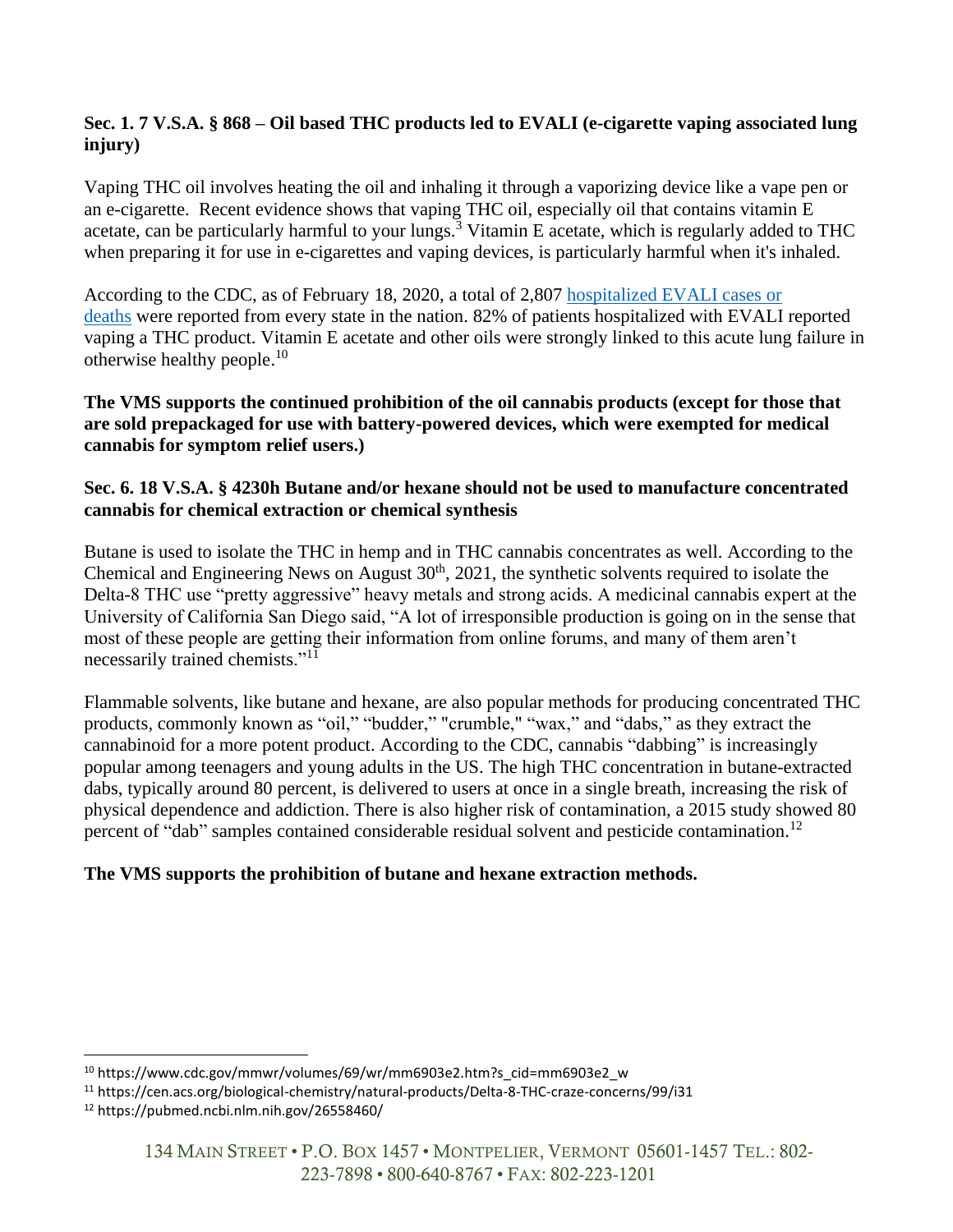**Sec. 1. 7 V.S.A. § 868 – Oil based THC products led to EVALI (e-cigarette vaping associated lung injury)**

Vaping THC oil involves heating the oil and inhaling it through a vaporizing device like a vape pen or an e-cigarette. Recent evidence shows that vaping THC oil, especially oil that contains vitamin E acetate, can be particularly harmful to your lungs.[3] Vitamin E acetate, which is regularly added to THC when preparing it for use in e-cigarettes and vaping devices, is particularly harmful when it's inhaled.

According to the CDC, as of February 18, 2020, a total of 2,807 hospitalized EVALI cases or deaths were reported from every state in the nation. 82% of patients hospitalized with EVALI reported vaping a THC product. Vitamin E acetate and other oils were strongly linked to this acute lung failure in otherwise healthy people.[10]

**The VMS supports the continued prohibition of the oil cannabis products (except for those that are sold prepackaged for use with battery-powered devices, which were exempted for medical cannabis for symptom relief users.)**

**Sec. 6. 18 V.S.A. § 4230h Butane and/or hexane should not be used to manufacture concentrated cannabis for chemical extraction or chemical synthesis**

Butane is used to isolate the THC in hemp and in THC cannabis concentrates as well. According to the Chemical and Engineering News on August 30th, 2021, the synthetic solvents required to isolate the Delta-8 THC use "pretty aggressive" heavy metals and strong acids. A medicinal cannabis expert at the University of California San Diego said, "A lot of irresponsible production is going on in the sense that most of these people are getting their information from online forums, and many of them aren't necessarily trained chemists."[11]

Flammable solvents, like butane and hexane, are also popular methods for producing concentrated THC products, commonly known as "oil," "budder," "crumble," "wax," and "dabs," as they extract the cannabinoid for a more potent product. According to the CDC, cannabis "dabbing" is increasingly popular among teenagers and young adults in the US. The high THC concentration in butane-extracted dabs, typically around 80 percent, is delivered to users at once in a single breath, increasing the risk of physical dependence and addiction. There is also higher risk of contamination, a 2015 study showed 80 percent of "dab" samples contained considerable residual solvent and pesticide contamination.[12]

**The VMS supports the prohibition of butane and hexane extraction methods.**

---

[10] https://www.cdc.gov/mmwr/volumes/69/wr/mm6903e2.htm?s_cid=mm6903e2_w

[11] https://cen.acs.org/biological-chemistry/natural-products/Delta-8-THC-craze-concerns/99/i31

[12] https://pubmed.ncbi.nlm.nih.gov/26558460/

134 MAIN STREET • P.O. BOX 1457 • MONTPELIER, VERMONT 05601-1457 TEL.: 802-223-7898 • 800-640-8767 • FAX: 802-223-1201